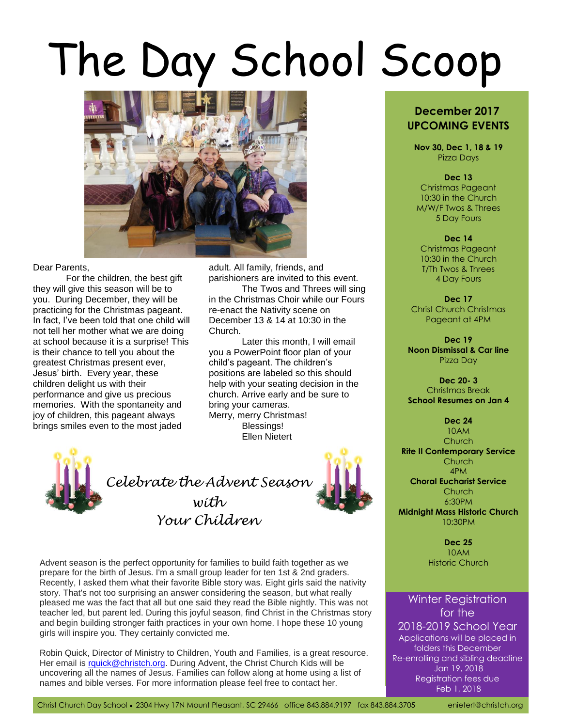# The Day School Scoop

Dear Parents,

For the children, the best gift they will give this season will be to you. During December, they will be practicing for the Christmas pageant. In fact, I've been told that one child will not tell her mother what we are doing at school because it is a surprise! This is their chance to tell you about the greatest Christmas present ever, Jesus' birth. Every year, these children delight us with their performance and give us precious memories. With the spontaneity and joy of children, this pageant always brings smiles even to the most jaded adult. All family, friends, and parishioners are invited to this event.

The Twos and Threes will sing in the Christmas Choir while our Fours re-enact the Nativity scene on December 13 & 14 at 10:30 in the Church.

Later this month, I will email you a PowerPoint floor plan of your child's pageant. The children's positions are labeled so this should help with your seating decision in the church. Arrive early and be sure to bring your cameras.

Merry, merry Christmas!

Blessings!
Ellen Nietert

## *Celebrate the Advent Season with Your Children*

Advent season is the perfect opportunity for families to build faith together as we prepare for the birth of Jesus. I'm a small group leader for ten 1st & 2nd graders. Recently, I asked them what their favorite Bible story was. Eight girls said the nativity story. That's not too surprising an answer considering the season, but what really pleased me was the fact that all but one said they read the Bible nightly. This was not teacher led, but parent led. During this joyful season, find Christ in the Christmas story and begin building stronger faith practices in your own home. I hope these 10 young girls will inspire you. They certainly convicted me.

Robin Quick, Director of Ministry to Children, Youth and Families, is a great resource. Her email is rquick@christch.org. During Advent, the Christ Church Kids will be uncovering all the names of Jesus. Families can follow along at home using a list of names and bible verses. For more information please feel free to contact her.

## December 2017 UPCOMING EVENTS

**Nov 30, Dec 1, 18 & 19**
Pizza Days

**Dec 13**
Christmas Pageant
10:30 in the Church
M/W/F Twos & Threes
5 Day Fours

**Dec 14**
Christmas Pageant
10:30 in the Church
T/Th Twos & Threes
4 Day Fours

**Dec 17**
Christ Church Christmas Pageant at 4PM

**Dec 19**
**Noon Dismissal & Car line**
Pizza Day

**Dec 20- 3**
Christmas Break
**School Resumes on Jan 4**

**Dec 24**
10AM
Church
**Rite II Contemporary Service**
Church
4PM
**Choral Eucharist Service**
Church
6:30PM
**Midnight Mass Historic Church**
10:30PM

**Dec 25**
10AM
Historic Church

## Winter Registration for the 2018-2019 School Year

Applications will be placed in folders this December
Re-enrolling and sibling deadline Jan 19, 2018
Registration fees due Feb 1, 2018

Christ Church Day School • 2304 Hwy 17N Mount Pleasant, SC 29466 office 843.884.9197 fax 843.884.3705 enietert@christch.org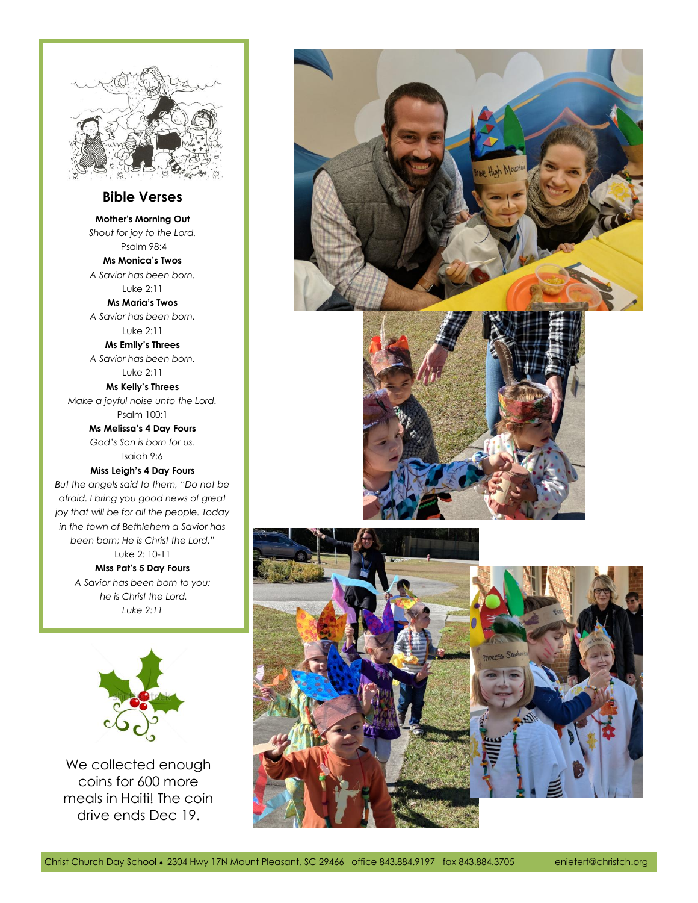## Bible Verses

**Mother's Morning Out**
*Shout for joy to the Lord.*
Psalm 98:4

**Ms Monica's Twos**
*A Savior has been born.*
Luke 2:11

**Ms Maria's Twos**
*A Savior has been born.*
Luke 2:11

**Ms Emily's Threes**
*A Savior has been born.*
Luke 2:11

**Ms Kelly's Threes**
*Make a joyful noise unto the Lord.*
Psalm 100:1

**Ms Melissa's 4 Day Fours**
*God's Son is born for us.*
Isaiah 9:6

**Miss Leigh's 4 Day Fours**
*But the angels said to them, "Do not be afraid. I bring you good news of great joy that will be for all the people. Today in the town of Bethlehem a Savior has been born; He is Christ the Lord."*
Luke 2: 10-11

**Miss Pat's 5 Day Fours**
*A Savior has been born to you; he is Christ the Lord.*
*Luke 2:11*

We collected enough coins for 600 more meals in Haiti! The coin drive ends Dec 19.

Christ Church Day School • 2304 Hwy 17N Mount Pleasant, SC 29466 office 843.884.9197 fax 843.884.3705 enietert@christch.org